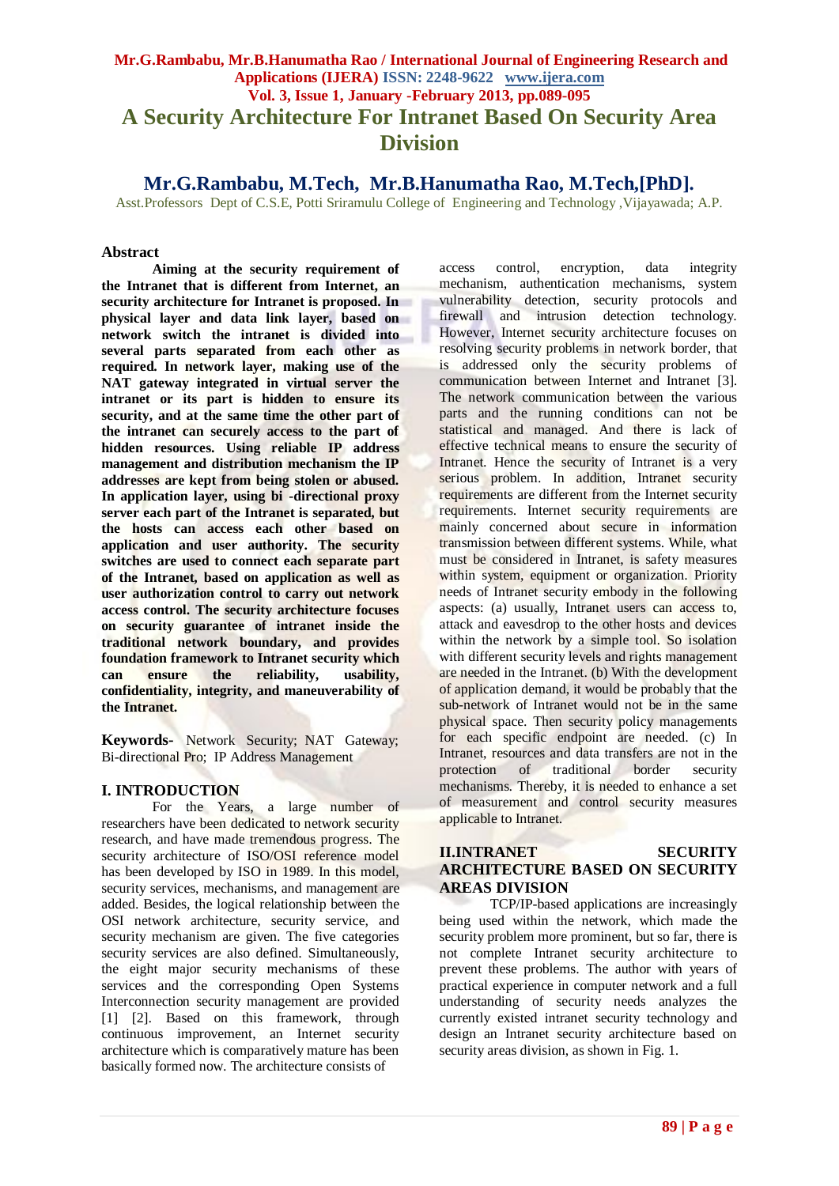# A Security Architecture For Intranet Based On Security Area Division

## Mr.G.Rambabu, M.Tech, Mr.B.Hanumatha Rao, M.Tech,[PhD].

Asst.Professors Dept of C.S.E, Potti Sriramulu College of Engineering and Technology ,Vijayawada; A.P.

### Abstract

**Aiming at the security requirement of the Intranet that is different from Internet, an security architecture for Intranet is proposed. In physical layer and data link layer, based on network switch the intranet is divided into several parts separated from each other as required. In network layer, making use of the NAT gateway integrated in virtual server the intranet or its part is hidden to ensure its security, and at the same time the other part of the intranet can securely access to the part of hidden resources. Using reliable IP address management and distribution mechanism the IP addresses are kept from being stolen or abused. In application layer, using bi -directional proxy server each part of the Intranet is separated, but the hosts can access each other based on application and user authority. The security switches are used to connect each separate part of the Intranet, based on application as well as user authorization control to carry out network access control. The security architecture focuses on security guarantee of intranet inside the traditional network boundary, and provides foundation framework to Intranet security which can ensure the reliability, usability, confidentiality, integrity, and maneuverability of the Intranet.**

**Keywords-** Network Security; NAT Gateway; Bi-directional Pro; IP Address Management

### I. INTRODUCTION

For the Years, a large number of researchers have been dedicated to network security research, and have made tremendous progress. The security architecture of ISO/OSI reference model has been developed by ISO in 1989. In this model, security services, mechanisms, and management are added. Besides, the logical relationship between the OSI network architecture, security service, and security mechanism are given. The five categories security services are also defined. Simultaneously, the eight major security mechanisms of these services and the corresponding Open Systems Interconnection security management are provided [1] [2]. Based on this framework, through continuous improvement, an Internet security architecture which is comparatively mature has been basically formed now. The architecture consists of access control, encryption, data integrity mechanism, authentication mechanisms, system vulnerability detection, security protocols and firewall and intrusion detection technology. However, Internet security architecture focuses on resolving security problems in network border, that is addressed only the security problems of communication between Internet and Intranet [3]. The network communication between the various parts and the running conditions can not be statistical and managed. And there is lack of effective technical means to ensure the security of Intranet. Hence the security of Intranet is a very serious problem. In addition, Intranet security requirements are different from the Internet security requirements. Internet security requirements are mainly concerned about secure in information transmission between different systems. While, what must be considered in Intranet, is safety measures within system, equipment or organization. Priority needs of Intranet security embody in the following aspects: (a) usually, Intranet users can access to, attack and eavesdrop to the other hosts and devices within the network by a simple tool. So isolation with different security levels and rights management are needed in the Intranet. (b) With the development of application demand, it would be probably that the sub-network of Intranet would not be in the same physical space. Then security policy managements for each specific endpoint are needed. (c) In Intranet, resources and data transfers are not in the protection of traditional border security mechanisms. Thereby, it is needed to enhance a set of measurement and control security measures applicable to Intranet.

### II.INTRANET SECURITY ARCHITECTURE BASED ON SECURITY AREAS DIVISION

TCP/IP-based applications are increasingly being used within the network, which made the security problem more prominent, but so far, there is not complete Intranet security architecture to prevent these problems. The author with years of practical experience in computer network and a full understanding of security needs analyzes the currently existed intranet security technology and design an Intranet security architecture based on security areas division, as shown in Fig. 1.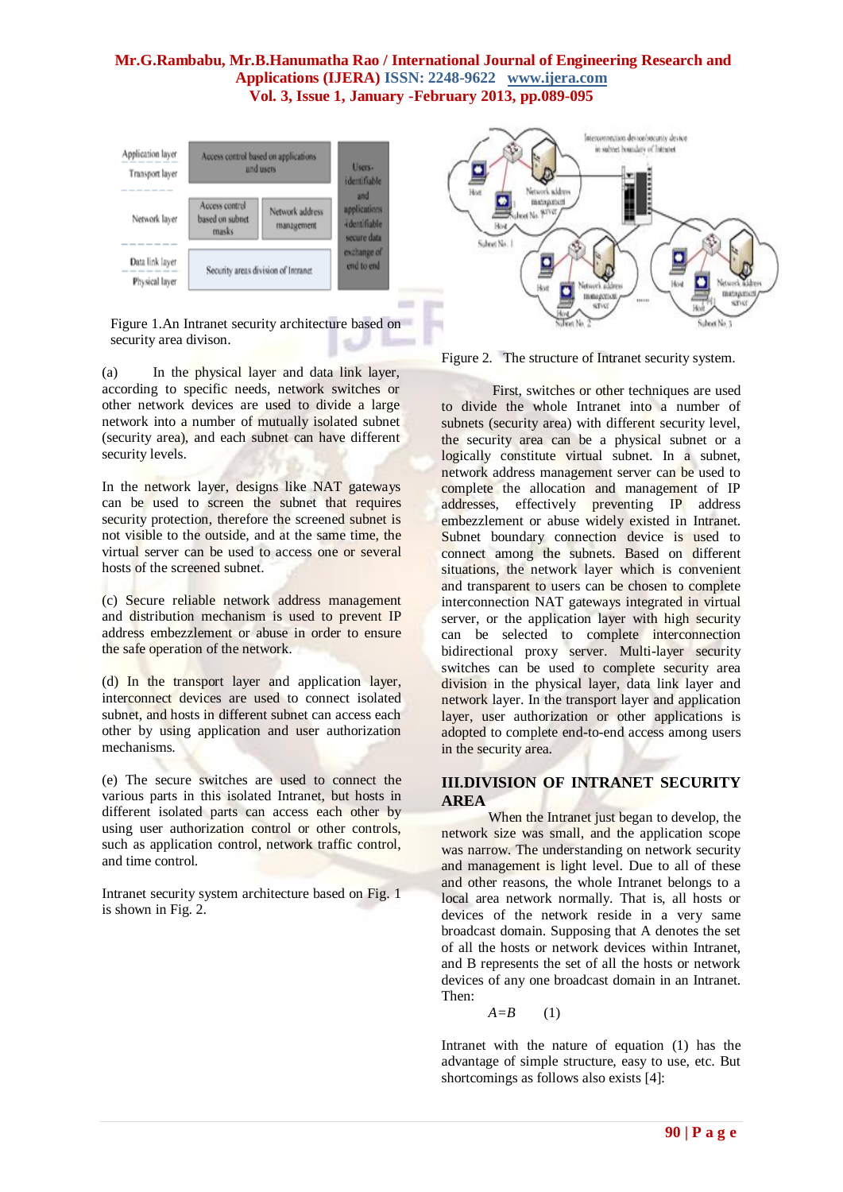Figure 1.An Intranet security architecture based on security area divison.

(a) In the physical layer and data link layer, according to specific needs, network switches or other network devices are used to divide a large network into a number of mutually isolated subnet (security area), and each subnet can have different security levels.

In the network layer, designs like NAT gateways can be used to screen the subnet that requires security protection, therefore the screened subnet is not visible to the outside, and at the same time, the virtual server can be used to access one or several hosts of the screened subnet.

(c) Secure reliable network address management and distribution mechanism is used to prevent IP address embezzlement or abuse in order to ensure the safe operation of the network.

(d) In the transport layer and application layer, interconnect devices are used to connect isolated subnet, and hosts in different subnet can access each other by using application and user authorization mechanisms.

(e) The secure switches are used to connect the various parts in this isolated Intranet, but hosts in different isolated parts can access each other by using user authorization control or other controls, such as application control, network traffic control, and time control.

Intranet security system architecture based on Fig. 1 is shown in Fig. 2.

Figure 2. The structure of Intranet security system.

First, switches or other techniques are used to divide the whole Intranet into a number of subnets (security area) with different security level, the security area can be a physical subnet or a logically constitute virtual subnet. In a subnet, network address management server can be used to complete the allocation and management of IP addresses, effectively preventing IP address embezzlement or abuse widely existed in Intranet. Subnet boundary connection device is used to connect among the subnets. Based on different situations, the network layer which is convenient and transparent to users can be chosen to complete interconnection NAT gateways integrated in virtual server, or the application layer with high security can be selected to complete interconnection bidirectional proxy server. Multi-layer security switches can be used to complete security area division in the physical layer, data link layer and network layer. In the transport layer and application layer, user authorization or other applications is adopted to complete end-to-end access among users in the security area.

## III.DIVISION OF INTRANET SECURITY AREA

When the Intranet just began to develop, the network size was small, and the application scope was narrow. The understanding on network security and management is light level. Due to all of these and other reasons, the whole Intranet belongs to a local area network normally. That is, all hosts or devices of the network reside in a very same broadcast domain. Supposing that A denotes the set of all the hosts or network devices within Intranet, and B represents the set of all the hosts or network devices of any one broadcast domain in an Intranet. Then:

$$A = B \qquad (1)$$

Intranet with the nature of equation (1) has the advantage of simple structure, easy to use, etc. But shortcomings as follows also exists [4]: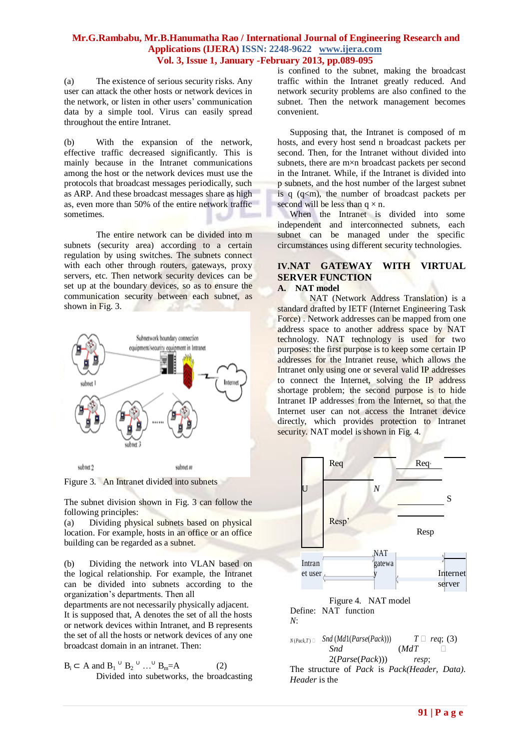(a) The existence of serious security risks. Any user can attack the other hosts or network devices in the network, or listen in other users' communication data by a simple tool. Virus can easily spread throughout the entire Intranet.

(b) With the expansion of the network, effective traffic decreased significantly. This is mainly because in the Intranet communications among the host or the network devices must use the protocols that broadcast messages periodically, such as ARP. And these broadcast messages share as high as, even more than 50% of the entire network traffic sometimes.

The entire network can be divided into m subnets (security area) according to a certain regulation by using switches. The subnets connect with each other through routers, gateways, proxy servers, etc. Then network security devices can be set up at the boundary devices, so as to ensure the communication security between each subnet, as shown in Fig. 3.

Figure 3. An Intranet divided into subnets

The subnet division shown in Fig. 3 can follow the following principles:

(a) Dividing physical subnets based on physical location. For example, hosts in an office or an office building can be regarded as a subnet.

(b) Dividing the network into VLAN based on the logical relationship. For example, the Intranet can be divided into subnets according to the organization's departments. Then all departments are not necessarily physically adjacent.

It is supposed that, A denotes the set of all the hosts or network devices within Intranet, and B represents the set of all the hosts or network devices of any one broadcast domain in an intranet. Then:

$$B_i \subset A \text{ and } B_1 \cup B_2 \cup \ldots \cup B_m = A \qquad (2)$$

Divided into subetworks, the broadcasting is confined to the subnet, making the broadcast traffic within the Intranet greatly reduced. And network security problems are also confined to the subnet. Then the network management becomes convenient.

Supposing that, the Intranet is composed of m hosts, and every host send n broadcast packets per second. Then, for the Intranet without divided into subnets, there are m×n broadcast packets per second in the Intranet. While, if the Intranet is divided into p subnets, and the host number of the largest subnet is q (q<m), the number of broadcast packets per second will be less than q × n.

When the Intranet is divided into some independent and interconnected subnets, each subnet can be managed under the specific circumstances using different security technologies.

## IV. NAT GATEWAY WITH VIRTUAL SERVER FUNCTION

### A. NAT model

NAT (Network Address Translation) is a standard drafted by IETF (Internet Engineering Task Force) . Network addresses can be mapped from one address space to another address space by NAT technology. NAT technology is used for two purposes: the first purpose is to keep some certain IP addresses for the Intranet reuse, which allows the Intranet only using one or several valid IP addresses to connect the Internet, solving the IP address shortage problem; the second purpose is to hide Intranet IP addresses from the Internet, so that the Internet user can not access the Intranet device directly, which provides protection to Intranet security. NAT model is shown in Fig. 4.

| U | Req | N | Req' | S |
|---|---|---|---|---|
| | Resp' | | Resp | |
| Intranet user | | NAT gateway | | Internet server |

Figure 4. NAT model

Define: NAT function *N*:

$$N(Pack,T) = \begin{cases} Snd(Md1(Parse(Pack))) & T = req; \\ Snd(MdT2(Parse(Pack))) & resp; \end{cases} \quad (3)$$

The structure of *Pack* is *Pack(Header, Data)*. *Header* is the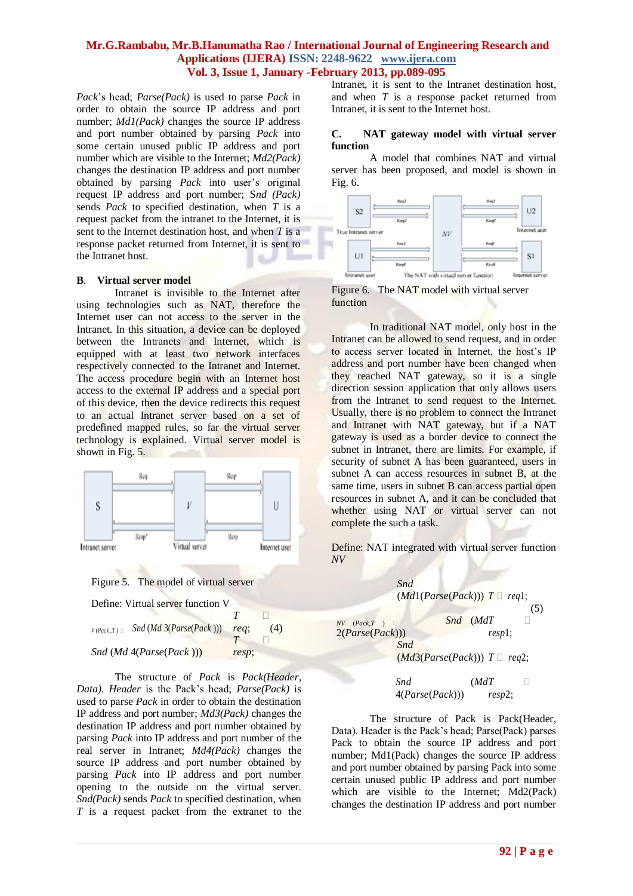*Pack*'s head; *Parse(Pack)* is used to parse *Pack* in order to obtain the source IP address and port number; *Md1(Pack)* changes the source IP address and port number obtained by parsing *Pack* into some certain unused public IP address and port number which are visible to the Internet; *Md2(Pack)* changes the destination IP address and port number obtained by parsing *Pack* into user's original request IP address and port number; *Snd (Pack)* sends *Pack* to specified destination, when *T* is a request packet from the intranet to the Internet, it is sent to the Internet destination host, and when *T* is a response packet returned from Internet, it is sent to the Intranet host.

### B. Virtual server model

Intranet is invisible to the Internet after using technologies such as NAT, therefore the Internet user can not access to the server in the Intranet. In this situation, a device can be deployed between the Intranets and Internet, which is equipped with at least two network interfaces respectively connected to the Intranet and Internet. The access procedure begin with an Internet host access to the external IP address and a special port of this device, then the device redirects this request to an actual Intranet server based on a set of predefined mapped rules, so far the virtual server technology is explained. Virtual server model is shown in Fig. 5.

Figure 5. The model of virtual server

Define: Virtual server function V

$$V(Pack,T) = \begin{cases} Snd(Md3(Parse(Pack))) & T = req; \\ Snd(Md4(Parse(Pack))) & T = resp; \end{cases} \quad (4)$$

The structure of *Pack* is *Pack(Header, Data)*. *Header* is the Pack's head; *Parse(Pack)* is used to parse *Pack* in order to obtain the destination IP address and port number; *Md3(Pack)* changes the destination IP address and port number obtained by parsing *Pack* into IP address and port number of the real server in Intranet; *Md4(Pack)* changes the source IP address and port number obtained by parsing *Pack* into IP address and port number opening to the outside on the virtual server. *Snd(Pack)* sends *Pack* to specified destination, when *T* is a request packet from the extranet to the Intranet, it is sent to the Intranet destination host, and when *T* is a response packet returned from Intranet, it is sent to the Internet host.

### C. NAT gateway model with virtual server function

A model that combines NAT and virtual server has been proposed, and model is shown in Fig. 6.

Figure 6. The NAT model with virtual server function

In traditional NAT model, only host in the Intranet can be allowed to send request, and in order to access server located in Internet, the host's IP address and port number have been changed when they reached NAT gateway, so it is a single direction session application that only allows users from the Intranet to send request to the Internet. Usually, there is no problem to connect the Intranet and Intranet with NAT gateway, but if a NAT gateway is used as a border device to connect the subnet in Intranet, there are limits. For example, if security of subnet A has been guaranteed, users in subnet A can access resources in subnet B, at the same time, users in subnet B can access partial open resources in subnet A, and it can be concluded that whether using NAT or virtual server can not complete the such a task.

Define: NAT integrated with virtual server function *NV*

$$NV(Pack,T) = \begin{cases} Snd(Md1(Parse(Pack))) & T = req1; \\ Snd(MdT2(Parse(Pack))) & = resp1; \\ Snd(Md3(Parse(Pack))) & T = req2; \\ Snd(MdT4(Parse(Pack))) & = resp2; \end{cases} \quad (5)$$

The structure of Pack is Pack(Header, Data). Header is the Pack's head; Parse(Pack) parses Pack to obtain the source IP address and port number; Md1(Pack) changes the source IP address and port number obtained by parsing Pack into some certain unused public IP address and port number which are visible to the Internet; Md2(Pack) changes the destination IP address and port number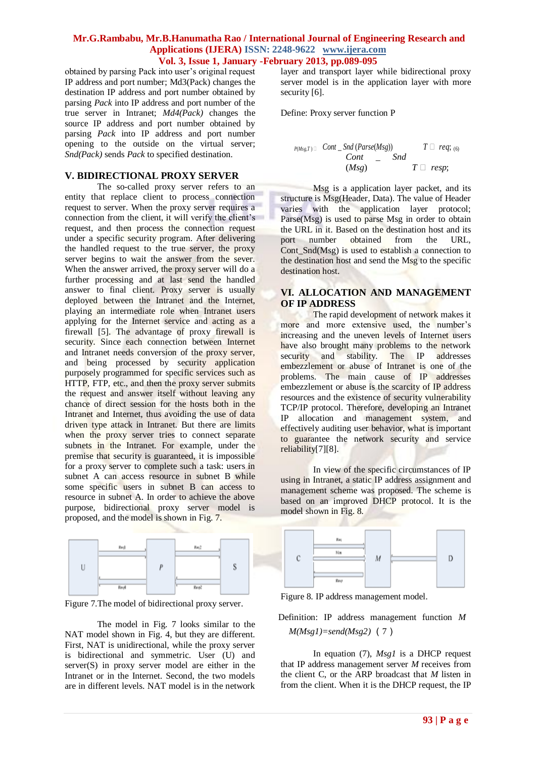obtained by parsing Pack into user's original request IP address and port number; Md3(Pack) changes the destination IP address and port number obtained by parsing *Pack* into IP address and port number of the true server in Intranet; *Md4(Pack)* changes the source IP address and port number obtained by parsing *Pack* into IP address and port number opening to the outside on the virtual server; *Snd(Pack)* sends *Pack* to specified destination.

## V. BIDIRECTIONAL PROXY SERVER

The so-called proxy server refers to an entity that replace client to process connection request to server. When the proxy server requires a connection from the client, it will verify the client's request, and then process the connection request under a specific security program. After delivering the handled request to the true server, the proxy server begins to wait the answer from the sever. When the answer arrived, the proxy server will do a further processing and at last send the handled answer to final client. Proxy server is usually deployed between the Intranet and the Internet, playing an intermediate role when Intranet users applying for the Internet service and acting as a firewall [5]. The advantage of proxy firewall is security. Since each connection between Internet and Intranet needs conversion of the proxy server, and being processed by security application purposely programmed for specific services such as HTTP, FTP, etc., and then the proxy server submits the request and answer itself without leaving any chance of direct session for the hosts both in the Intranet and Internet, thus avoiding the use of data driven type attack in Intranet. But there are limits when the proxy server tries to connect separate subnets in the Intranet. For example, under the premise that security is guaranteed, it is impossible for a proxy server to complete such a task: users in subnet A can access resource in subnet B while some specific users in subnet B can access to resource in subnet A. In order to achieve the above purpose, bidirectional proxy server model is proposed, and the model is shown in Fig. 7.

U
P
S
Req1
Req2
Resp1
Resp2

Figure 7.The model of bidirectional proxy server.

The model in Fig. 7 looks similar to the NAT model shown in Fig. 4, but they are different. First, NAT is unidirectional, while the proxy server is bidirectional and symmetric. User (U) and server(S) in proxy server model are either in the Intranet or in the Internet. Second, the two models are in different levels. NAT model is in the network layer and transport layer while bidirectional proxy server model is in the application layer with more security [6].

Define: Proxy server function P

$$P(Msg,T) = \begin{cases} Cont\_Snd(Parse(Msg)) & T = req; \\ Cont\_Snd(Msg) & T = resp; \end{cases} \quad (6)$$

Msg is a application layer packet, and its structure is Msg(Header, Data). The value of Header varies with the application layer protocol; Parse(Msg) is used to parse Msg in order to obtain the URL in it. Based on the destination host and its port number obtained from the URL, Cont_Snd(Msg) is used to establish a connection to the destination host and send the Msg to the specific destination host.

## VI. ALLOCATION AND MANAGEMENT OF IP ADDRESS

The rapid development of network makes it more and more extensive used, the number's increasing and the uneven levels of Internet users have also brought many problems to the network security and stability. The IP addresses embezzlement or abuse of Intranet is one of the problems. The main cause of IP addresses embezzlement or abuse is the scarcity of IP address resources and the existence of security vulnerability TCP/IP protocol. Therefore, developing an Intranet IP allocation and management system, and effectively auditing user behavior, what is important to guarantee the network security and service reliability[7][8].

In view of the specific circumstances of IP using in Intranet, a static IP address assignment and management scheme was proposed. The scheme is based on an improved DHCP protocol. It is the model shown in Fig. 8.

C
M
D
Req
Mon
Resp

Figure 8. IP address management model.

Definition: IP address management function *M*
*M(Msg1)=send(Msg2)* （7）

In equation (7), *Msg1* is a DHCP request that IP address management server *M* receives from the client C, or the ARP broadcast that *M* listen in from the client. When it is the DHCP request, the IP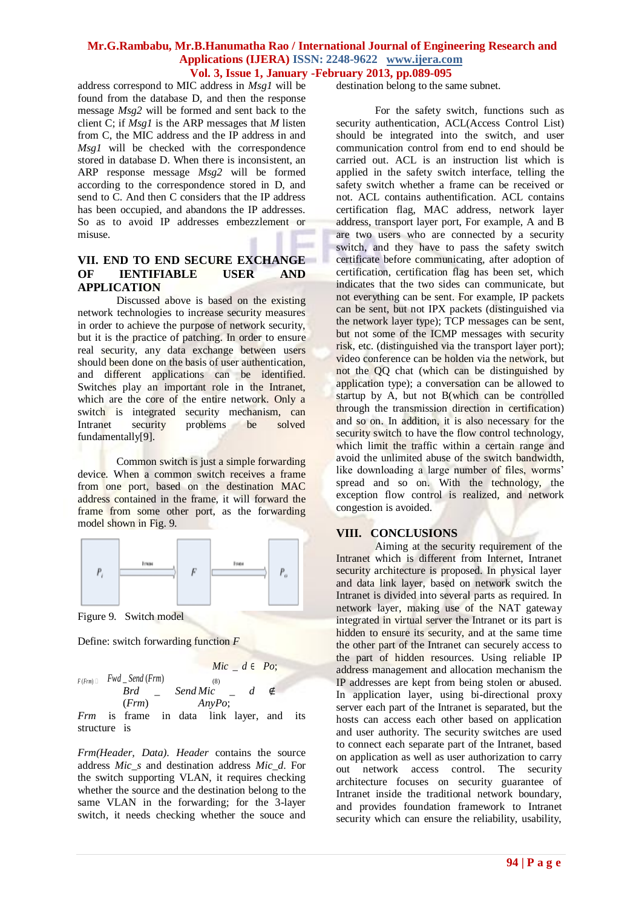address correspond to MIC address in *Msg1* will be found from the database D, and then the response message *Msg2* will be formed and sent back to the client C; if *Msg1* is the ARP messages that *M* listen from C, the MIC address and the IP address in and *Msg1* will be checked with the correspondence stored in database D. When there is inconsistent, an ARP response message *Msg2* will be formed according to the correspondence stored in D, and send to C. And then C considers that the IP address has been occupied, and abandons the IP addresses. So as to avoid IP addresses embezzlement or misuse.

## VII. END TO END SECURE EXCHANGE OF IENTIFIABLE USER AND APPLICATION

Discussed above is based on the existing network technologies to increase security measures in order to achieve the purpose of network security, but it is the practice of patching. In order to ensure real security, any data exchange between users should been done on the basis of user authentication, and different applications can be identified. Switches play an important role in the Intranet, which are the core of the entire network. Only a switch is integrated security mechanism, can Intranet security problems be solved fundamentally[9].

Common switch is just a simple forwarding device. When a common switch receives a frame from one port, based on the destination MAC address contained in the frame, it will forward the frame from some other port, as the forwarding model shown in Fig. 9.

$P_i$ Frame F Frame $P_o$

Figure 9. Switch model

Define: switch forwarding function *F*

$$F(Frm) = \begin{cases} Fwd\_Send(Frm) & Mic\_d \in Po; \\ Brd\_Send(Frm) & Mic\_d \notin AnyPo; \end{cases} \quad (8)$$

*Frm* is frame in data link layer, and its structure is

*Frm(Header, Data)*. *Header* contains the source address *Mic_s* and destination address *Mic_d*. For the switch supporting VLAN, it requires checking whether the source and the destination belong to the same VLAN in the forwarding; for the 3-layer switch, it needs checking whether the souce and destination belong to the same subnet.

For the safety switch, functions such as security authentication, ACL(Access Control List) should be integrated into the switch, and user communication control from end to end should be carried out. ACL is an instruction list which is applied in the safety switch interface, telling the safety switch whether a frame can be received or not. ACL contains authentification. ACL contains certification flag, MAC address, network layer address, transport layer port, For example, A and B are two users who are connected by a security switch, and they have to pass the safety switch certificate before communicating, after adoption of certification, certification flag has been set, which indicates that the two sides can communicate, but not everything can be sent. For example, IP packets can be sent, but not IPX packets (distinguished via the network layer type); TCP messages can be sent, but not some of the ICMP messages with security risk, etc. (distinguished via the transport layer port); video conference can be holden via the network, but not the QQ chat (which can be distinguished by application type); a conversation can be allowed to startup by A, but not B(which can be controlled through the transmission direction in certification) and so on. In addition, it is also necessary for the security switch to have the flow control technology, which limit the traffic within a certain range and avoid the unlimited abuse of the switch bandwidth, like downloading a large number of files, worms' spread and so on. With the technology, the exception flow control is realized, and network congestion is avoided.

## VIII. CONCLUSIONS

Aiming at the security requirement of the Intranet which is different from Internet, Intranet security architecture is proposed. In physical layer and data link layer, based on network switch the Intranet is divided into several parts as required. In network layer, making use of the NAT gateway integrated in virtual server the Intranet or its part is hidden to ensure its security, and at the same time the other part of the Intranet can securely access to the part of hidden resources. Using reliable IP address management and allocation mechanism the IP addresses are kept from being stolen or abused. In application layer, using bi-directional proxy server each part of the Intranet is separated, but the hosts can access each other based on application and user authority. The security switches are used to connect each separate part of the Intranet, based on application as well as user authorization to carry out network access control. The security architecture focuses on security guarantee of Intranet inside the traditional network boundary, and provides foundation framework to Intranet security which can ensure the reliability, usability,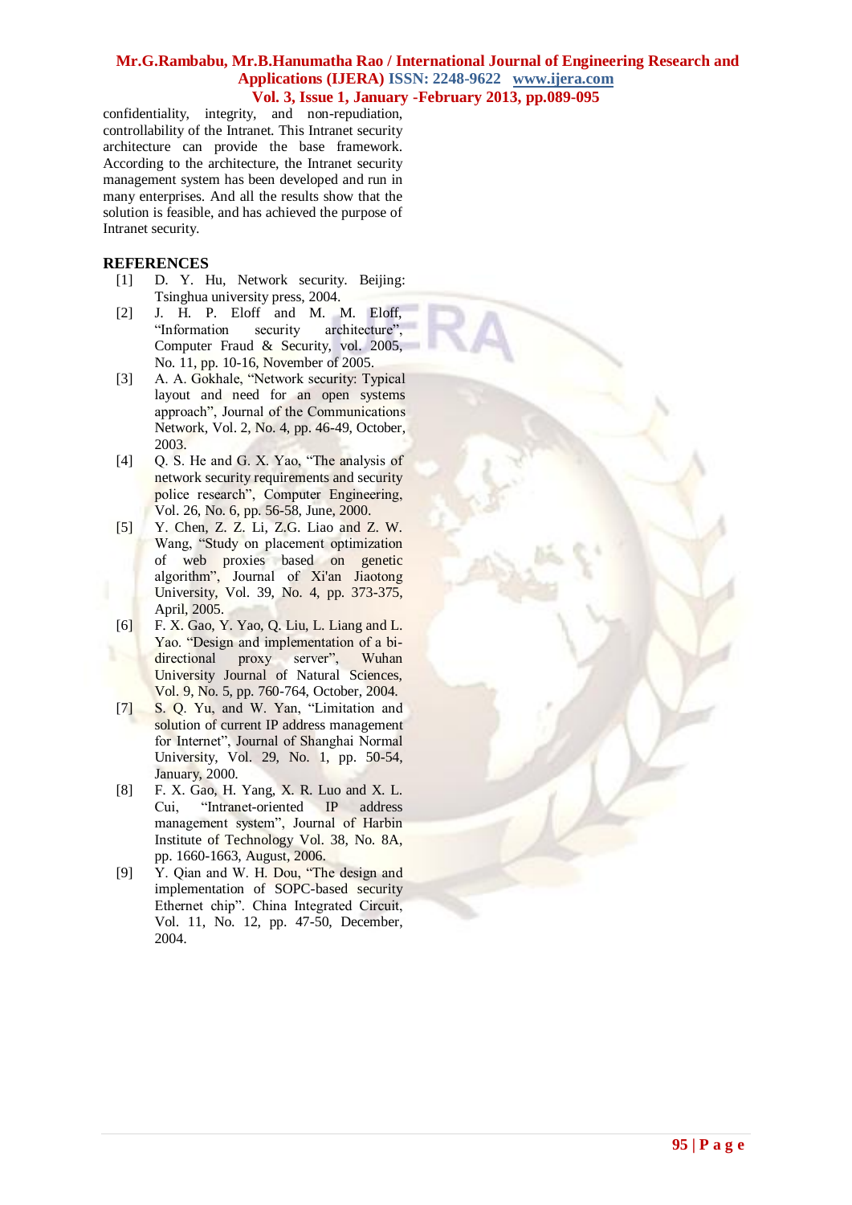confidentiality, integrity, and non-repudiation, controllability of the Intranet. This Intranet security architecture can provide the base framework. According to the architecture, the Intranet security management system has been developed and run in many enterprises. And all the results show that the solution is feasible, and has achieved the purpose of Intranet security.

## REFERENCES

[1] D. Y. Hu, Network security. Beijing: Tsinghua university press, 2004.

[2] J. H. P. Eloff and M. M. Eloff, "Information security architecture", Computer Fraud & Security, vol. 2005, No. 11, pp. 10-16, November of 2005.

[3] A. A. Gokhale, "Network security: Typical layout and need for an open systems approach", Journal of the Communications Network, Vol. 2, No. 4, pp. 46-49, October, 2003.

[4] Q. S. He and G. X. Yao, "The analysis of network security requirements and security police research", Computer Engineering, Vol. 26, No. 6, pp. 56-58, June, 2000.

[5] Y. Chen, Z. Z. Li, Z.G. Liao and Z. W. Wang, "Study on placement optimization of web proxies based on genetic algorithm", Journal of Xi'an Jiaotong University, Vol. 39, No. 4, pp. 373-375, April, 2005.

[6] F. X. Gao, Y. Yao, Q. Liu, L. Liang and L. Yao. "Design and implementation of a bi-directional proxy server", Wuhan University Journal of Natural Sciences, Vol. 9, No. 5, pp. 760-764, October, 2004.

[7] S. Q. Yu, and W. Yan, "Limitation and solution of current IP address management for Internet", Journal of Shanghai Normal University, Vol. 29, No. 1, pp. 50-54, January, 2000.

[8] F. X. Gao, H. Yang, X. R. Luo and X. L. Cui, "Intranet-oriented IP address management system", Journal of Harbin Institute of Technology Vol. 38, No. 8A, pp. 1660-1663, August, 2006.

[9] Y. Qian and W. H. Dou, "The design and implementation of SOPC-based security Ethernet chip". China Integrated Circuit, Vol. 11, No. 12, pp. 47-50, December, 2004.